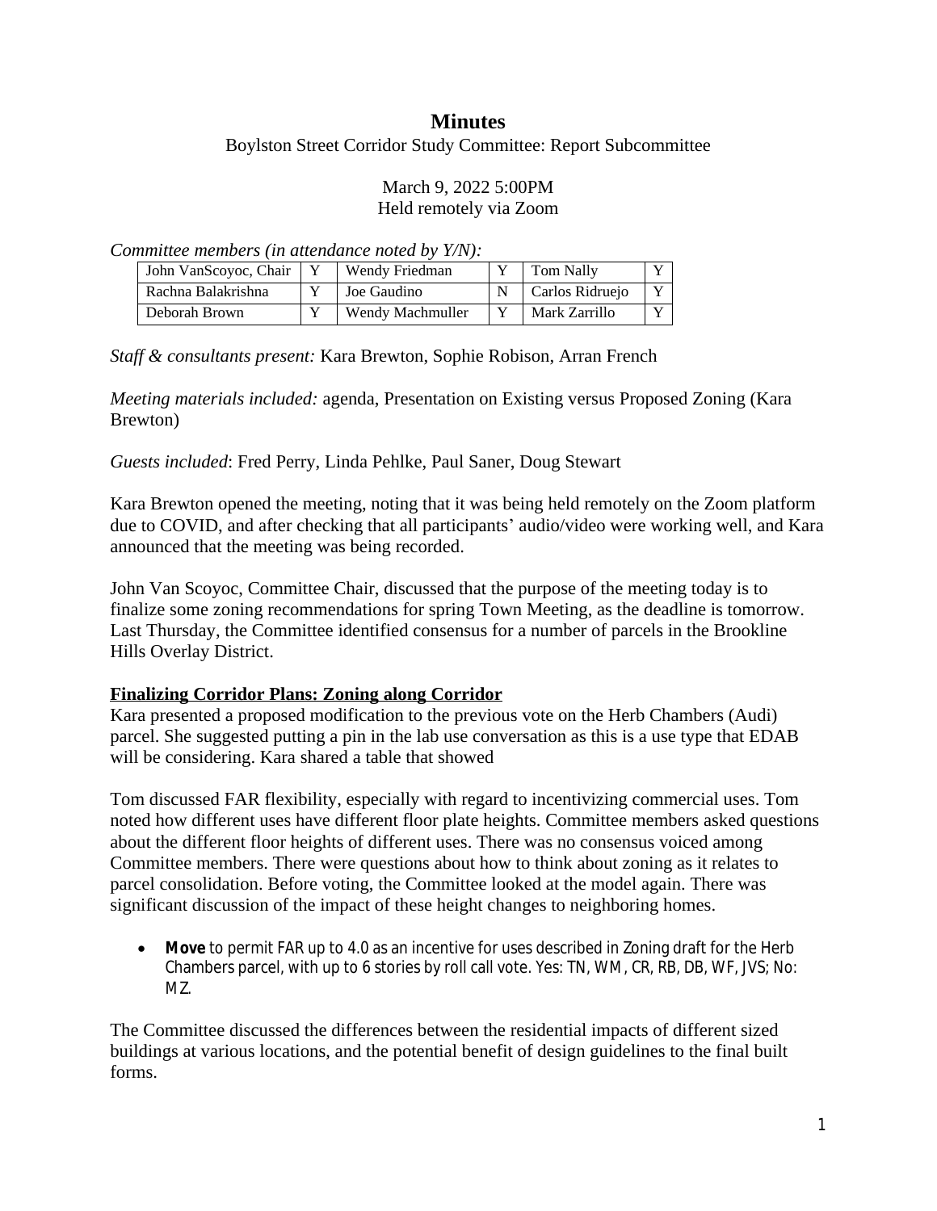# Minutes

Boylston Street Corridor Study Committee: Report Subcommittee

March 9, 2022 5:00PM
Held remotely via Zoom

*Committee members (in attendance noted by Y/N):*

| John VanScoyoc, Chair | Y | Wendy Friedman | Y | Tom Nally | Y |
|---|---|---|---|---|---|
| Rachna Balakrishna | Y | Joe Gaudino | N | Carlos Ridruejo | Y |
| Deborah Brown | Y | Wendy Machmuller | Y | Mark Zarrillo | Y |

*Staff & consultants present:* Kara Brewton, Sophie Robison, Arran French

*Meeting materials included:* agenda, Presentation on Existing versus Proposed Zoning (Kara Brewton)

*Guests included*: Fred Perry, Linda Pehlke, Paul Saner, Doug Stewart

Kara Brewton opened the meeting, noting that it was being held remotely on the Zoom platform due to COVID, and after checking that all participants' audio/video were working well, and Kara announced that the meeting was being recorded.

John Van Scoyoc, Committee Chair, discussed that the purpose of the meeting today is to finalize some zoning recommendations for spring Town Meeting, as the deadline is tomorrow. Last Thursday, the Committee identified consensus for a number of parcels in the Brookline Hills Overlay District.

**Finalizing Corridor Plans: Zoning along Corridor**

Kara presented a proposed modification to the previous vote on the Herb Chambers (Audi) parcel. She suggested putting a pin in the lab use conversation as this is a use type that EDAB will be considering. Kara shared a table that showed

Tom discussed FAR flexibility, especially with regard to incentivizing commercial uses. Tom noted how different uses have different floor plate heights. Committee members asked questions about the different floor heights of different uses. There was no consensus voiced among Committee members. There were questions about how to think about zoning as it relates to parcel consolidation. Before voting, the Committee looked at the model again. There was significant discussion of the impact of these height changes to neighboring homes.

- **Move** to permit FAR up to 4.0 as an incentive for uses described in Zoning draft for the Herb Chambers parcel, with up to 6 stories by roll call vote. Yes: TN, WM, CR, RB, DB, WF, JVS; No: MZ.

The Committee discussed the differences between the residential impacts of different sized buildings at various locations, and the potential benefit of design guidelines to the final built forms.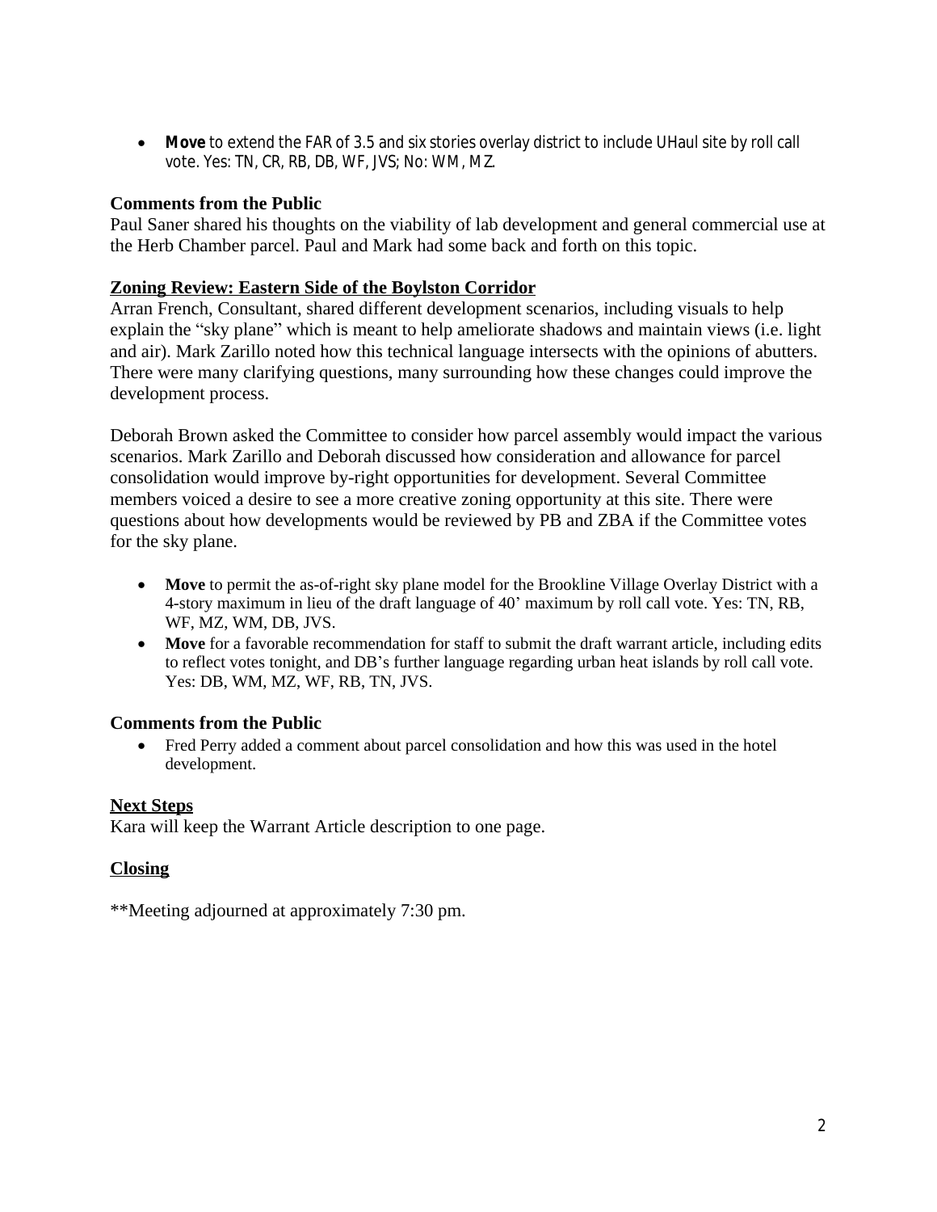- **Move** to extend the FAR of 3.5 and six stories overlay district to include UHaul site by roll call vote. Yes: TN, CR, RB, DB, WF, JVS; No: WM, MZ.

### Comments from the Public

Paul Saner shared his thoughts on the viability of lab development and general commercial use at the Herb Chamber parcel. Paul and Mark had some back and forth on this topic.

### Zoning Review: Eastern Side of the Boylston Corridor

Arran French, Consultant, shared different development scenarios, including visuals to help explain the "sky plane" which is meant to help ameliorate shadows and maintain views (i.e. light and air). Mark Zarillo noted how this technical language intersects with the opinions of abutters. There were many clarifying questions, many surrounding how these changes could improve the development process.

Deborah Brown asked the Committee to consider how parcel assembly would impact the various scenarios. Mark Zarillo and Deborah discussed how consideration and allowance for parcel consolidation would improve by-right opportunities for development. Several Committee members voiced a desire to see a more creative zoning opportunity at this site. There were questions about how developments would be reviewed by PB and ZBA if the Committee votes for the sky plane.

- **Move** to permit the as-of-right sky plane model for the Brookline Village Overlay District with a 4-story maximum in lieu of the draft language of 40' maximum by roll call vote. Yes: TN, RB, WF, MZ, WM, DB, JVS.
- **Move** for a favorable recommendation for staff to submit the draft warrant article, including edits to reflect votes tonight, and DB's further language regarding urban heat islands by roll call vote. Yes: DB, WM, MZ, WF, RB, TN, JVS.

### Comments from the Public

- Fred Perry added a comment about parcel consolidation and how this was used in the hotel development.

### Next Steps

Kara will keep the Warrant Article description to one page.

### Closing

**Meeting adjourned at approximately 7:30 pm.